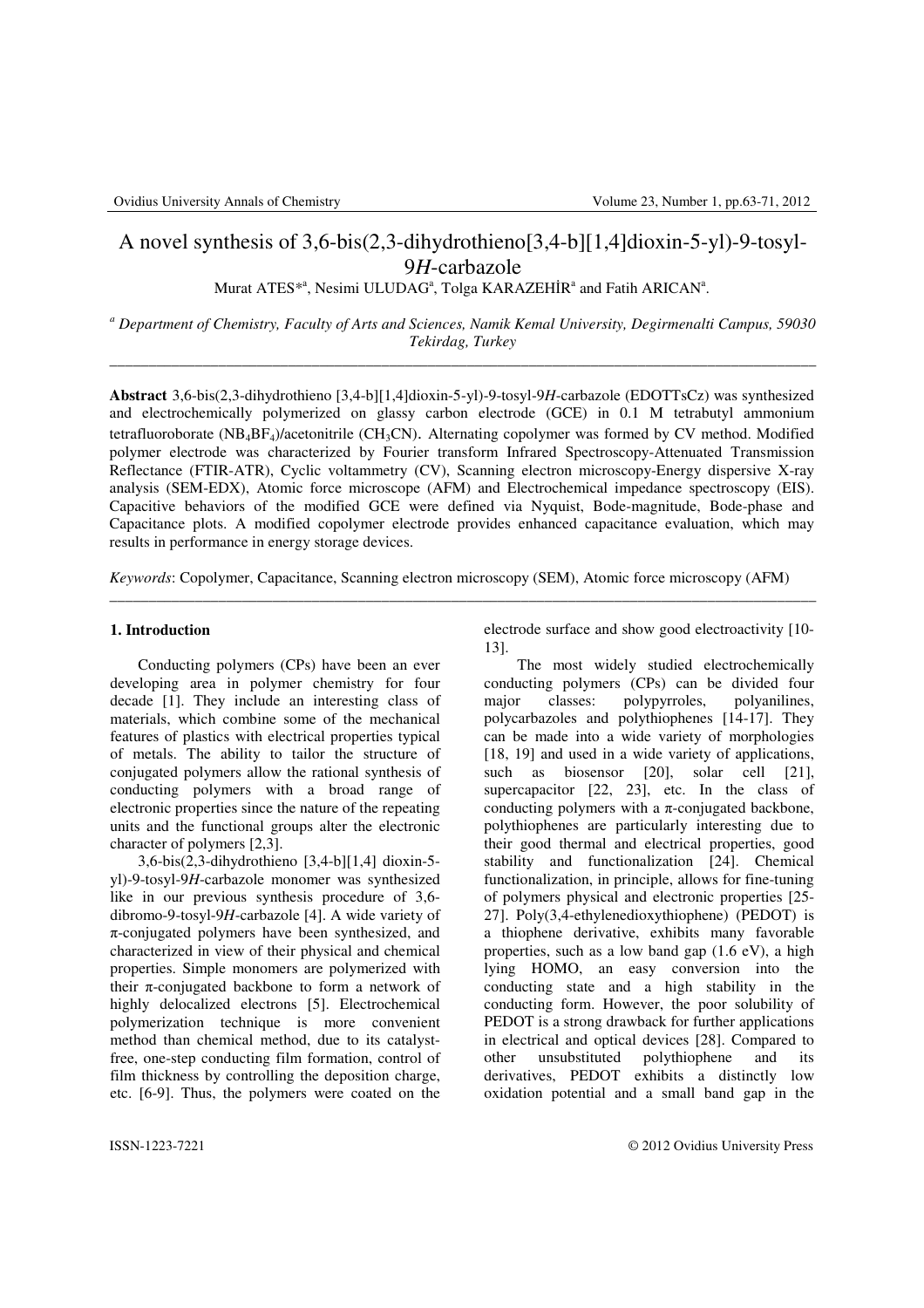# A novel synthesis of 3,6-bis(2,3-dihydrothieno[3,4-b][1,4]dioxin-5-yl)-9-tosyl-9*H*-carbazole

Murat ATES*[a], Nesimi ULUDAG[a], Tolga KARAZEHİR[a] and Fatih ARICAN[a].

[a] *Department of Chemistry, Faculty of Arts and Sciences, Namik Kemal University, Degirmenalti Campus, 59030 Tekirdag, Turkey*

---

**Abstract** 3,6-bis(2,3-dihydrothieno [3,4-b][1,4]dioxin-5-yl)-9-tosyl-9*H*-carbazole (EDOTTsCz) was synthesized and electrochemically polymerized on glassy carbon electrode (GCE) in 0.1 M tetrabutyl ammonium tetrafluoroborate ($NB_4BF_4$)/acetonitrile ($CH_3CN$). Alternating copolymer was formed by CV method. Modified polymer electrode was characterized by Fourier transform Infrared Spectroscopy-Attenuated Transmission Reflectance (FTIR-ATR), Cyclic voltammetry (CV), Scanning electron microscopy-Energy dispersive X-ray analysis (SEM-EDX), Atomic force microscope (AFM) and Electrochemical impedance spectroscopy (EIS). Capacitive behaviors of the modified GCE were defined via Nyquist, Bode-magnitude, Bode-phase and Capacitance plots. A modified copolymer electrode provides enhanced capacitance evaluation, which may results in performance in energy storage devices.

*Keywords*: Copolymer, Capacitance, Scanning electron microscopy (SEM), Atomic force microscopy (AFM)

---

## 1. Introduction

Conducting polymers (CPs) have been an ever developing area in polymer chemistry for four decade [1]. They include an interesting class of materials, which combine some of the mechanical features of plastics with electrical properties typical of metals. The ability to tailor the structure of conjugated polymers allow the rational synthesis of conducting polymers with a broad range of electronic properties since the nature of the repeating units and the functional groups alter the electronic character of polymers [2,3].

3,6-bis(2,3-dihydrothieno [3,4-b][1,4] dioxin-5-yl)-9-tosyl-9*H*-carbazole monomer was synthesized like in our previous synthesis procedure of 3,6-dibromo-9-tosyl-9*H*-carbazole [4]. A wide variety of π-conjugated polymers have been synthesized, and characterized in view of their physical and chemical properties. Simple monomers are polymerized with their π-conjugated backbone to form a network of highly delocalized electrons [5]. Electrochemical polymerization technique is more convenient method than chemical method, due to its catalyst-free, one-step conducting film formation, control of film thickness by controlling the deposition charge, etc. [6-9]. Thus, the polymers were coated on the electrode surface and show good electroactivity [10-13].

The most widely studied electrochemically conducting polymers (CPs) can be divided four major classes: polypyrroles, polyanilines, polycarbazoles and polythiophenes [14-17]. They can be made into a wide variety of morphologies [18, 19] and used in a wide variety of applications, such as biosensor [20], solar cell [21], supercapacitor [22, 23], etc. In the class of conducting polymers with a π-conjugated backbone, polythiophenes are particularly interesting due to their good thermal and electrical properties, good stability and functionalization [24]. Chemical functionalization, in principle, allows for fine-tuning of polymers physical and electronic properties [25-27]. Poly(3,4-ethylenedioxythiophene) (PEDOT) is a thiophene derivative, exhibits many favorable properties, such as a low band gap (1.6 eV), a high lying HOMO, an easy conversion into the conducting state and a high stability in the conducting form. However, the poor solubility of PEDOT is a strong drawback for further applications in electrical and optical devices [28]. Compared to other unsubstituted polythiophene and its derivatives, PEDOT exhibits a distinctly low oxidation potential and a small band gap in the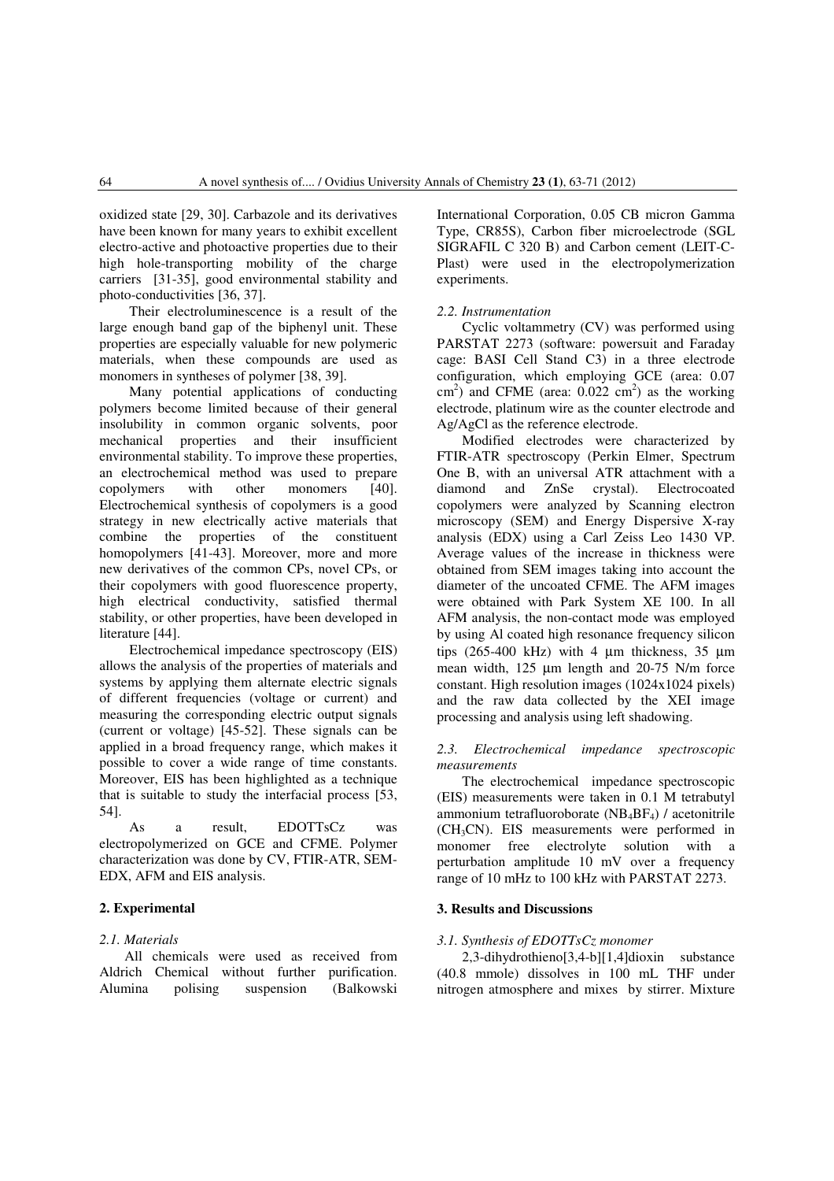oxidized state [29, 30]. Carbazole and its derivatives have been known for many years to exhibit excellent electro-active and photoactive properties due to their high hole-transporting mobility of the charge carriers [31-35], good environmental stability and photo-conductivities [36, 37].

Their electroluminescence is a result of the large enough band gap of the biphenyl unit. These properties are especially valuable for new polymeric materials, when these compounds are used as monomers in syntheses of polymer [38, 39].

Many potential applications of conducting polymers become limited because of their general insolubility in common organic solvents, poor mechanical properties and their insufficient environmental stability. To improve these properties, an electrochemical method was used to prepare copolymers with other monomers [40]. Electrochemical synthesis of copolymers is a good strategy in new electrically active materials that combine the properties of the constituent homopolymers [41-43]. Moreover, more and more new derivatives of the common CPs, novel CPs, or their copolymers with good fluorescence property, high electrical conductivity, satisfied thermal stability, or other properties, have been developed in literature [44].

Electrochemical impedance spectroscopy (EIS) allows the analysis of the properties of materials and systems by applying them alternate electric signals of different frequencies (voltage or current) and measuring the corresponding electric output signals (current or voltage) [45-52]. These signals can be applied in a broad frequency range, which makes it possible to cover a wide range of time constants. Moreover, EIS has been highlighted as a technique that is suitable to study the interfacial process [53, 54].

As a result, EDOTTsCz was electropolymerized on GCE and CFME. Polymer characterization was done by CV, FTIR-ATR, SEM-EDX, AFM and EIS analysis.

## 2. Experimental

### *2.1. Materials*

All chemicals were used as received from Aldrich Chemical without further purification. Alumina polising suspension (Balkowski International Corporation, 0.05 CB micron Gamma Type, CR85S), Carbon fiber microelectrode (SGL SIGRAFIL C 320 B) and Carbon cement (LEIT-C-Plast) were used in the electropolymerization experiments.

### *2.2. Instrumentation*

Cyclic voltammetry (CV) was performed using PARSTAT 2273 (software: powersuit and Faraday cage: BASI Cell Stand C3) in a three electrode configuration, which employing GCE (area: 0.07 $cm^2$) and CFME (area: 0.022 $cm^2$) as the working electrode, platinum wire as the counter electrode and Ag/AgCl as the reference electrode.

Modified electrodes were characterized by FTIR-ATR spectroscopy (Perkin Elmer, Spectrum One B, with an universal ATR attachment with a diamond and ZnSe crystal). Electrocoated copolymers were analyzed by Scanning electron microscopy (SEM) and Energy Dispersive X-ray analysis (EDX) using a Carl Zeiss Leo 1430 VP. Average values of the increase in thickness were obtained from SEM images taking into account the diameter of the uncoated CFME. The AFM images were obtained with Park System XE 100. In all AFM analysis, the non-contact mode was employed by using Al coated high resonance frequency silicon tips (265-400 kHz) with 4 μm thickness, 35 μm mean width, 125 μm length and 20-75 N/m force constant. High resolution images (1024x1024 pixels) and the raw data collected by the XEI image processing and analysis using left shadowing.

### *2.3. Electrochemical impedance spectroscopic measurements*

The electrochemical impedance spectroscopic (EIS) measurements were taken in 0.1 M tetrabutyl ammonium tetrafluoroborate ($NB_4BF_4$) / acetonitrile ($CH_3CN$). EIS measurements were performed in monomer free electrolyte solution with a perturbation amplitude 10 mV over a frequency range of 10 mHz to 100 kHz with PARSTAT 2273.

## 3. Results and Discussions

### *3.1. Synthesis of EDOTTsCz monomer*

2,3-dihydrothieno[3,4-b][1,4]dioxin substance (40.8 mmole) dissolves in 100 mL THF under nitrogen atmosphere and mixes by stirrer. Mixture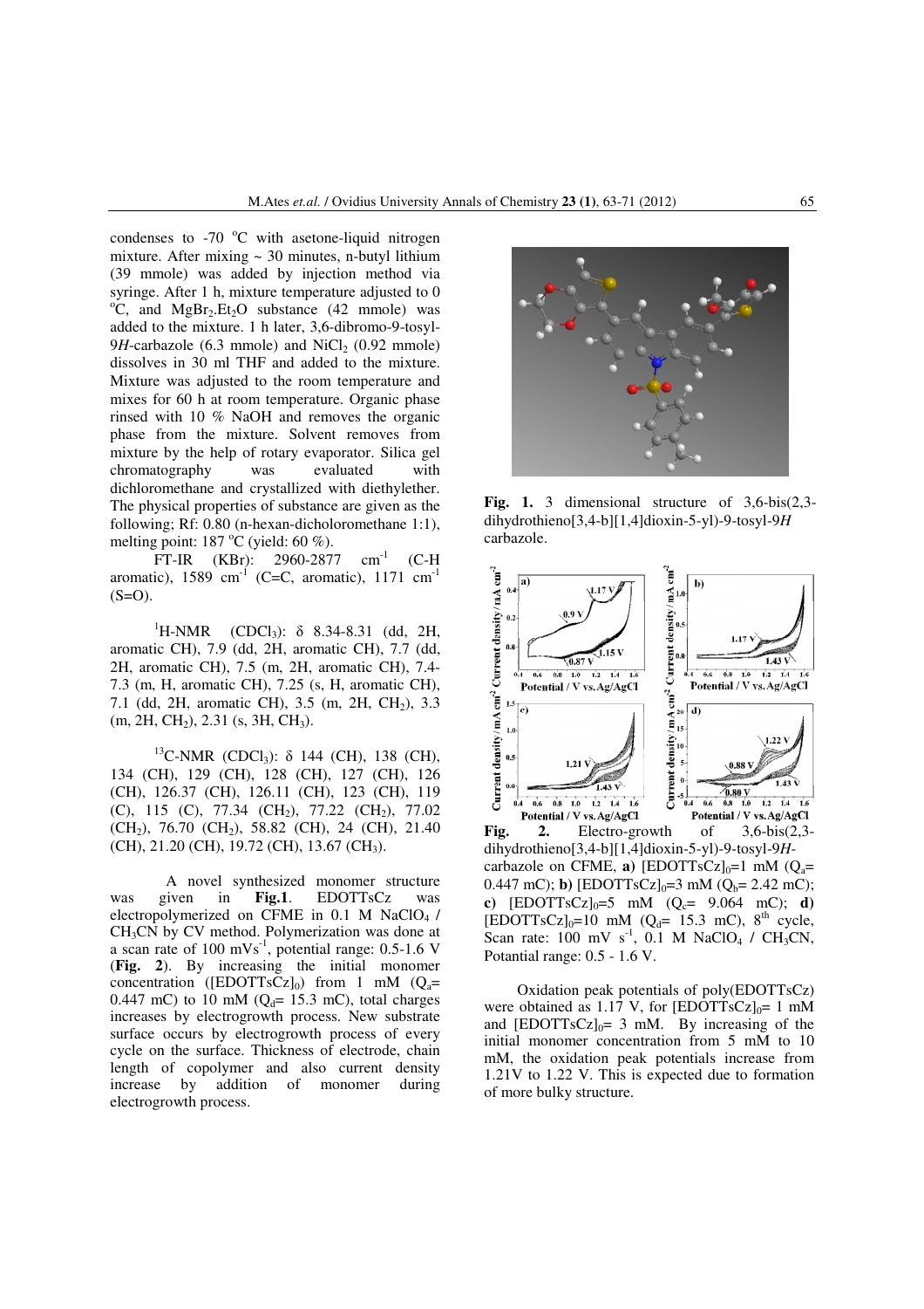condenses to -70 °C with asetone-liquid nitrogen mixture. After mixing ~ 30 minutes, n-butyl lithium (39 mmole) was added by injection method via syringe. After 1 h, mixture temperature adjusted to 0 °C, and $MgBr_2.Et_2O$ substance (42 mmole) was added to the mixture. 1 h later, 3,6-dibromo-9-tosyl-9*H*-carbazole (6.3 mmole) and $NiCl_2$ (0.92 mmole) dissolves in 30 ml THF and added to the mixture. Mixture was adjusted to the room temperature and mixes for 60 h at room temperature. Organic phase rinsed with 10 % NaOH and removes the organic phase from the mixture. Solvent removes from mixture by the help of rotary evaporator. Silica gel chromatography was evaluated with dichloromethane and crystallized with diethylether. The physical properties of substance are given as the following; Rf: 0.80 (n-hexan-dicholoromethane 1:1), melting point: 187 °C (yield: 60 %).

FT-IR (KBr): 2960-2877 $cm^{-1}$ (C-H aromatic), 1589 $cm^{-1}$ (C=C, aromatic), 1171 $cm^{-1}$ (S=O).

$^1$H-NMR ($CDCl_3$): δ 8.34-8.31 (dd, 2H, aromatic CH), 7.9 (dd, 2H, aromatic CH), 7.7 (dd, 2H, aromatic CH), 7.5 (m, 2H, aromatic CH), 7.4-7.3 (m, H, aromatic CH), 7.25 (s, H, aromatic CH), 7.1 (dd, 2H, aromatic CH), 3.5 (m, 2H, $CH_2$), 3.3 (m, 2H, $CH_2$), 2.31 (s, 3H, $CH_3$).

$^{13}$C-NMR ($CDCl_3$): δ 144 (CH), 138 (CH), 134 (CH), 129 (CH), 128 (CH), 127 (CH), 126 (CH), 126.37 (CH), 126.11 (CH), 123 (CH), 119 (C), 115 (C), 77.34 ($CH_2$), 77.22 ($CH_2$), 77.02 ($CH_2$), 76.70 ($CH_2$), 58.82 (CH), 24 (CH), 21.40 (CH), 21.20 (CH), 19.72 (CH), 13.67 ($CH_3$).

A novel synthesized monomer structure was given in **Fig.1**. EDOTTsCz was electropolymerized on CFME in 0.1 M $NaClO_4$ / $CH_3CN$ by CV method. Polymerization was done at a scan rate of 100 $mVs^{-1}$, potential range: 0.5-1.6 V (**Fig. 2**). By increasing the initial monomer concentration ($[EDOTTsCz]_0$) from 1 mM ($Q_a$= 0.447 mC) to 10 mM ($Q_d$= 15.3 mC), total charges increases by electrogrowth process. New substrate surface occurs by electrogrowth process of every cycle on the surface. Thickness of electrode, chain length of copolymer and also current density increase by addition of monomer during electrogrowth process.

**Fig. 1.** 3 dimensional structure of 3,6-bis(2,3-dihydrothieno[3,4-b][1,4]dioxin-5-yl)-9-tosyl-9*H* carbazole.

**Fig. 2.** Electro-growth of 3,6-bis(2,3-dihydrothieno[3,4-b][1,4]dioxin-5-yl)-9-tosyl-9*H*-carbazole on CFME, **a)** $[EDOTTsCz]_0$=1 mM ($Q_a$= 0.447 mC); **b)** $[EDOTTsCz]_0$=3 mM ($Q_b$= 2.42 mC); **c)** $[EDOTTsCz]_0$=5 mM ($Q_c$= 9.064 mC); **d)** $[EDOTTsCz]_0$=10 mM ($Q_d$= 15.3 mC), 8$^{th}$ cycle, Scan rate: 100 mV $s^{-1}$, 0.1 M $NaClO_4$ / $CH_3CN$, Potential range: 0.5 - 1.6 V.

Oxidation peak potentials of poly(EDOTTsCz) were obtained as 1.17 V, for $[EDOTTsCz]_0$= 1 mM and $[EDOTTsCz]_0$= 3 mM. By increasing of the initial monomer concentration from 5 mM to 10 mM, the oxidation peak potentials increase from 1.21V to 1.22 V. This is expected due to formation of more bulky structure.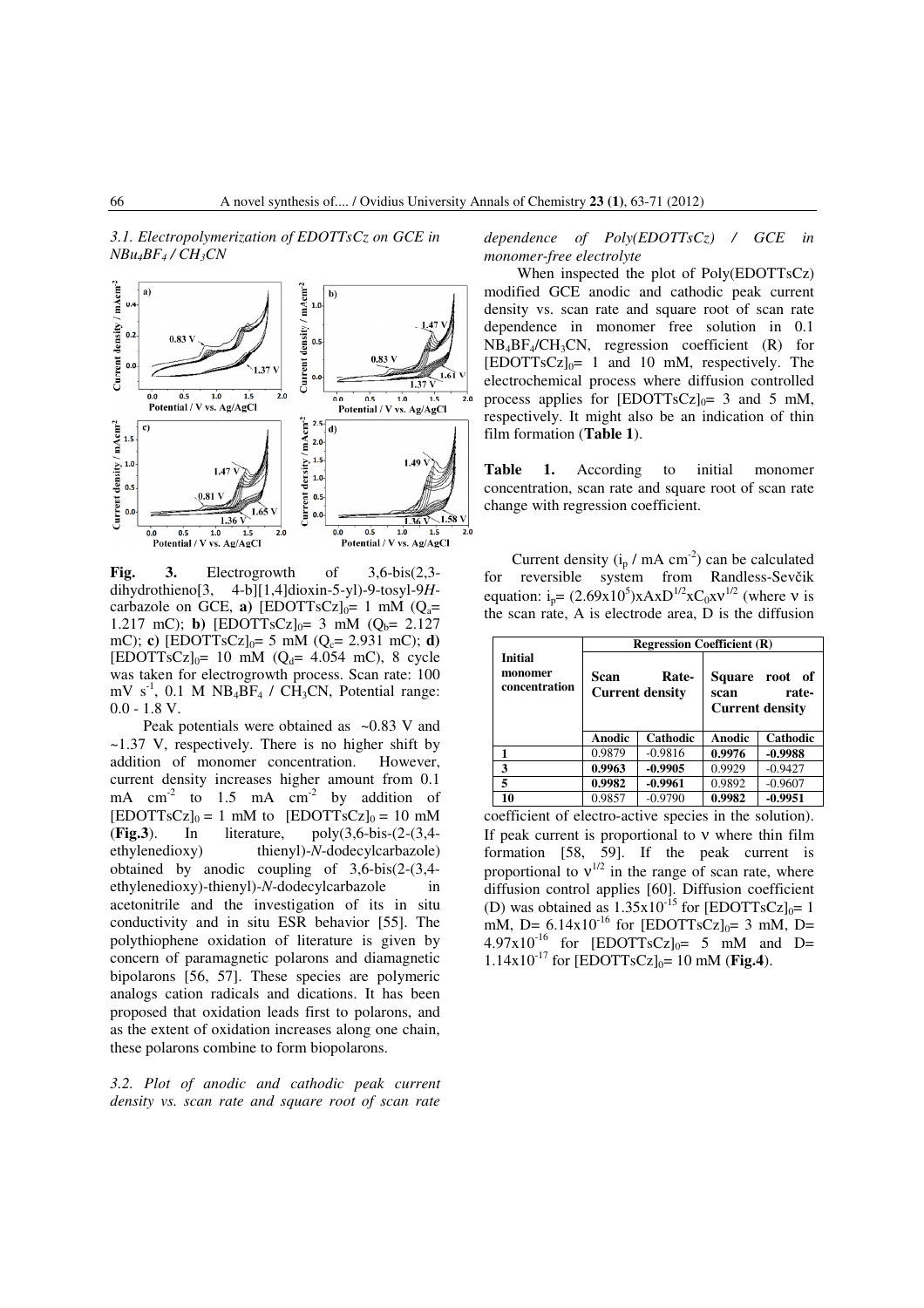*3.1. Electropolymerization of EDOTTsCz on GCE in $NBu_4BF_4$ / $CH_3CN$*

**Fig. 3.** Electrogrowth of 3,6-bis(2,3-dihydrothieno[3, 4-b][1,4]dioxin-5-yl)-9-tosyl-9*H*-carbazole on GCE, **a)** $[EDOTTsCz]_0$= 1 mM ($Q_a$= 1.217 mC); **b)** $[EDOTTsCz]_0$= 3 mM ($Q_b$= 2.127 mC); **c)** $[EDOTTsCz]_0$= 5 mM ($Q_c$= 2.931 mC); **d)** $[EDOTTsCz]_0$= 10 mM ($Q_d$= 4.054 mC), 8 cycle was taken for electrogrowth process. Scan rate: 100 mV $s^{-1}$, 0.1 M $NB_4BF_4$ / $CH_3CN$, Potential range: 0.0 - 1.8 V.

Peak potentials were obtained as ~0.83 V and ~1.37 V, respectively. There is no higher shift by addition of monomer concentration. However, current density increases higher amount from 0.1 mA $cm^{-2}$ to 1.5 mA $cm^{-2}$ by addition of $[EDOTTsCz]_0$ = 1 mM to $[EDOTTsCz]_0$ = 10 mM (**Fig.3**). In literature, poly(3,6-bis-(2-(3,4-ethylenedioxy) thienyl)-*N*-dodecylcarbazole) obtained by anodic coupling of 3,6-bis(2-(3,4-ethylenedioxy)-thienyl)-*N*-dodecylcarbazole in acetonitrile and the investigation of its in situ conductivity and in situ ESR behavior [55]. The polythiophene oxidation of literature is given by concern of paramagnetic polarons and diamagnetic bipolarons [56, 57]. These species are polymeric analogs cation radicals and dications. It has been proposed that oxidation leads first to polarons, and as the extent of oxidation increases along one chain, these polarons combine to form biopolarons.

*3.2. Plot of anodic and cathodic peak current density vs. scan rate and square root of scan rate dependence of Poly(EDOTTsCz) / GCE in monomer-free electrolyte*

When inspected the plot of Poly(EDOTTsCz) modified GCE anodic and cathodic peak current density vs. scan rate and square root of scan rate dependence in monomer free solution in 0.1 $NB_4BF_4$/$CH_3CN$, regression coefficient (R) for $[EDOTTsCz]_0$= 1 and 10 mM, respectively. The electrochemical process where diffusion controlled process applies for $[EDOTTsCz]_0$= 3 and 5 mM, respectively. It might also be an indication of thin film formation (**Table 1**).

**Table 1.** According to initial monomer concentration, scan rate and square root of scan rate change with regression coefficient.

| Initial monomer concentration | Regression Coefficient (R) | | | |
|---|---|---|---|---|
| | Scan Rate-Current density | | Square root of scan rate-Current density | |
| | Anodic | Cathodic | Anodic | Cathodic |
| **1** | 0.9879 | -0.9816 | **0.9976** | **-0.9988** |
| **3** | **0.9963** | **-0.9905** | 0.9929 | -0.9427 |
| **5** | **0.9982** | **-0.9961** | 0.9892 | -0.9607 |
| **10** | 0.9857 | -0.9790 | **0.9982** | **-0.9951** |

Current density ($i_p$ / mA $cm^{-2}$) can be calculated for reversible system from Randless-Sevčik equation: $i_p$= $(2.69x10^5)xAxD^{1/2}xC_0x\nu^{1/2}$ (where $\nu$ is the scan rate, A is electrode area, D is the diffusion coefficient of electro-active species in the solution). If peak current is proportional to $\nu$ where thin film formation [58, 59]. If the peak current is proportional to $\nu^{1/2}$ in the range of scan rate, where diffusion control applies [60]. Diffusion coefficient (D) was obtained as $1.35x10^{-15}$ for $[EDOTTsCz]_0$= 1 mM, D= $6.14x10^{-16}$ for $[EDOTTsCz]_0$= 3 mM, D= $4.97x10^{-16}$ for $[EDOTTsCz]_0$= 5 mM and D= $1.14x10^{-17}$ for $[EDOTTsCz]_0$= 10 mM (**Fig.4**).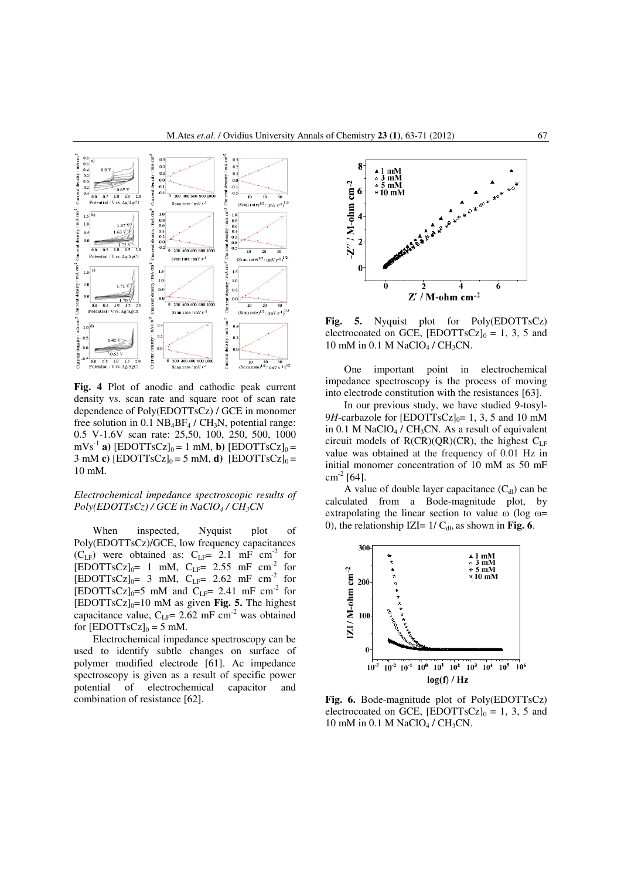**Fig. 4** Plot of anodic and cathodic peak current density vs. scan rate and square root of scan rate dependence of Poly(EDOTTsCz) / GCE in monomer free solution in 0.1 $NB_4BF_4$ / $CH_3N$, potential range: 0.5 V-1.6V scan rate: 25,50, 100, 250, 500, 1000 $mVs^{-1}$ **a)** $[EDOTTsCz]_0 = 1$ mM, **b)** $[EDOTTsCz]_0 = 3$ mM **c)** $[EDOTTsCz]_0 = 5$ mM, **d)** $[EDOTTsCz]_0 = 10$ mM.

### *Electrochemical impedance spectroscopic results of Poly(EDOTTsCz) / GCE in $NaClO_4$ / $CH_3CN$*

When inspected, Nyquist plot of Poly(EDOTTsCz)/GCE, low frequency capacitances ($C_{LF}$) were obtained as: $C_{LF}$= 2.1 mF $cm^{-2}$ for $[EDOTTsCz]_0$= 1 mM, $C_{LF}$= 2.55 mF $cm^{-2}$ for $[EDOTTsCz]_0$= 3 mM, $C_{LF}$= 2.62 mF $cm^{-2}$ for $[EDOTTsCz]_0$=5 mM and $C_{LF}$= 2.41 mF $cm^{-2}$ for $[EDOTTsCz]_0$=10 mM as given **Fig. 5.** The highest capacitance value, $C_{LF}$= 2.62 mF $cm^{-2}$ was obtained for $[EDOTTsCz]_0 = 5$ mM.

Electrochemical impedance spectroscopy can be used to identify subtle changes on surface of polymer modified electrode [61]. Ac impedance spectroscopy is given as a result of specific power potential of electrochemical capacitor and combination of resistance [62].

**Fig. 5.** Nyquist plot for Poly(EDOTTsCz) electrocoated on GCE, $[EDOTTsCz]_0 = 1$, 3, 5 and 10 mM in 0.1 M $NaClO_4$ / $CH_3CN$.

One important point in electrochemical impedance spectroscopy is the process of moving into electrode constitution with the resistances [63].

In our previous study, we have studied 9-tosyl-9*H*-carbazole for $[EDOTTsCz]_0$= 1, 3, 5 and 10 mM in 0.1 M $NaClO_4$ / $CH_3CN$. As a result of equivalent circuit models of R(CR)(QR)(CR), the highest $C_{LF}$ value was obtained at the frequency of 0.01 Hz in initial monomer concentration of 10 mM as 50 mF $cm^{-2}$ [64].

A value of double layer capacitance ($C_{dl}$) can be calculated from a Bode-magnitude plot, by extrapolating the linear section to value ω (log ω= 0), the relationship IZI= 1/ $C_{dl}$, as shown in **Fig. 6**.

**Fig. 6.** Bode-magnitude plot of Poly(EDOTTsCz) electrocoated on GCE, $[EDOTTsCz]_0 = 1$, 3, 5 and 10 mM in 0.1 M $NaClO_4$ / $CH_3CN$.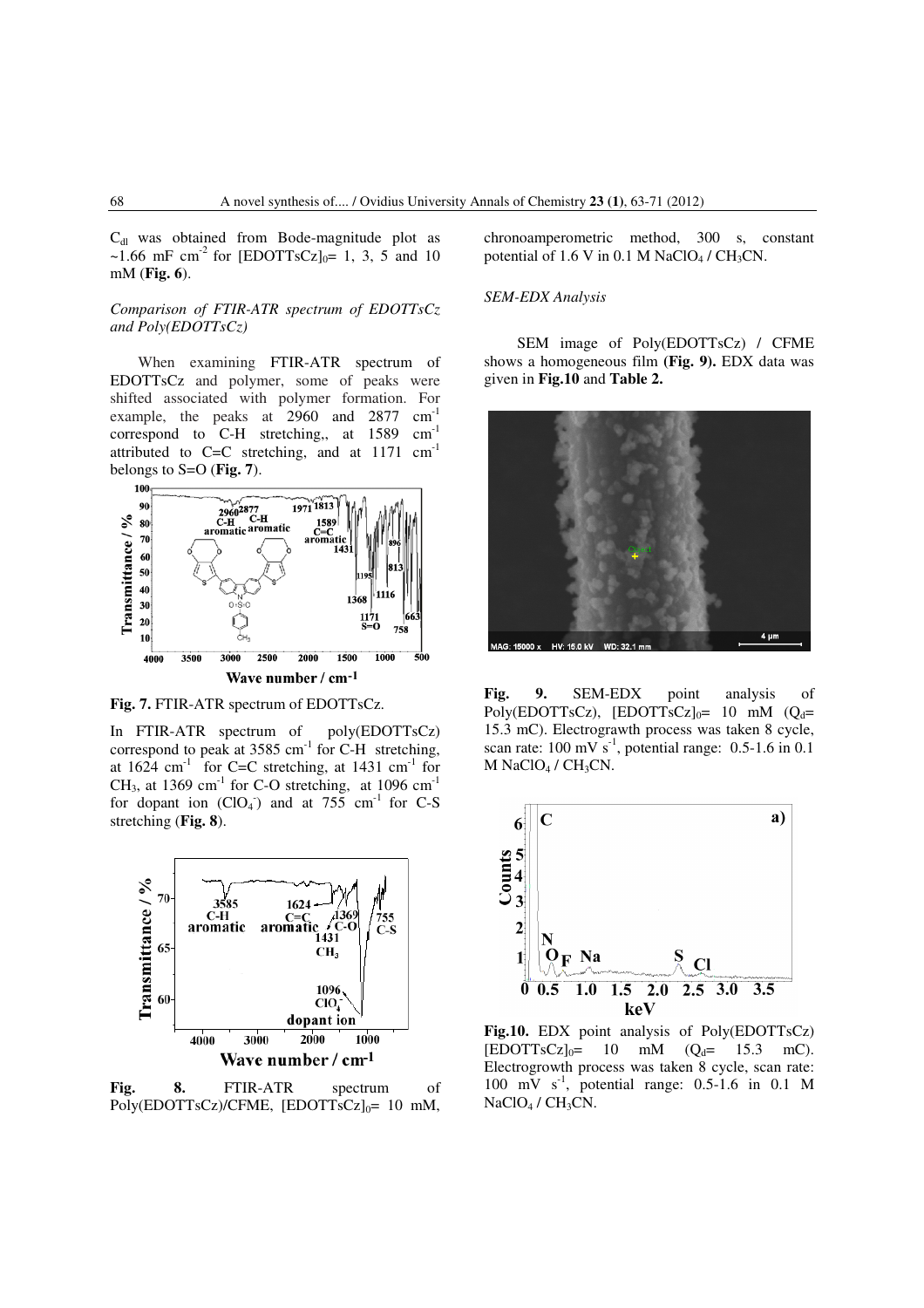$C_{dl}$ was obtained from Bode-magnitude plot as ~1.66 mF $cm^{-2}$ for $[EDOTTsCz]_0$= 1, 3, 5 and 10 mM (**Fig. 6**).

*Comparison of FTIR-ATR spectrum of EDOTTsCz and Poly(EDOTTsCz)*

When examining FTIR-ATR spectrum of EDOTTsCz and polymer, some of peaks were shifted associated with polymer formation. For example, the peaks at 2960 and 2877 $cm^{-1}$ correspond to C-H stretching,, at 1589 $cm^{-1}$ attributed to C=C stretching, and at 1171 $cm^{-1}$ belongs to S=O (**Fig. 7**).

**Fig. 7.** FTIR-ATR spectrum of EDOTTsCz.

In FTIR-ATR spectrum of poly(EDOTTsCz) correspond to peak at 3585 $cm^{-1}$ for C-H stretching, at 1624 $cm^{-1}$ for C=C stretching, at 1431 $cm^{-1}$ for $CH_3$, at 1369 $cm^{-1}$ for C-O stretching, at 1096 $cm^{-1}$ for dopant ion ($ClO_4^-$) and at 755 $cm^{-1}$ for C-S stretching (**Fig. 8**).

**Fig. 8.** FTIR-ATR spectrum of Poly(EDOTTsCz)/CFME, $[EDOTTsCz]_0$= 10 mM, chronoamperometric method, 300 s, constant potential of 1.6 V in 0.1 M $NaClO_4$ / $CH_3CN$.

*SEM-EDX Analysis*

SEM image of Poly(EDOTTsCz) / CFME shows a homogeneous film **(Fig. 9).** EDX data was given in **Fig.10** and **Table 2.**

**Fig. 9.** SEM-EDX point analysis of Poly(EDOTTsCz), $[EDOTTsCz]_0$= 10 mM ($Q_d$= 15.3 mC). Electrograwth process was taken 8 cycle, scan rate: 100 mV $s^{-1}$, potential range: 0.5-1.6 in 0.1 M $NaClO_4$ / $CH_3CN$.

**Fig.10.** EDX point analysis of Poly(EDOTTsCz) $[EDOTTsCz]_0$= 10 mM ($Q_d$= 15.3 mC). Electrogrowth process was taken 8 cycle, scan rate: 100 mV $s^{-1}$, potential range: 0.5-1.6 in 0.1 M $NaClO_4$ / $CH_3CN$.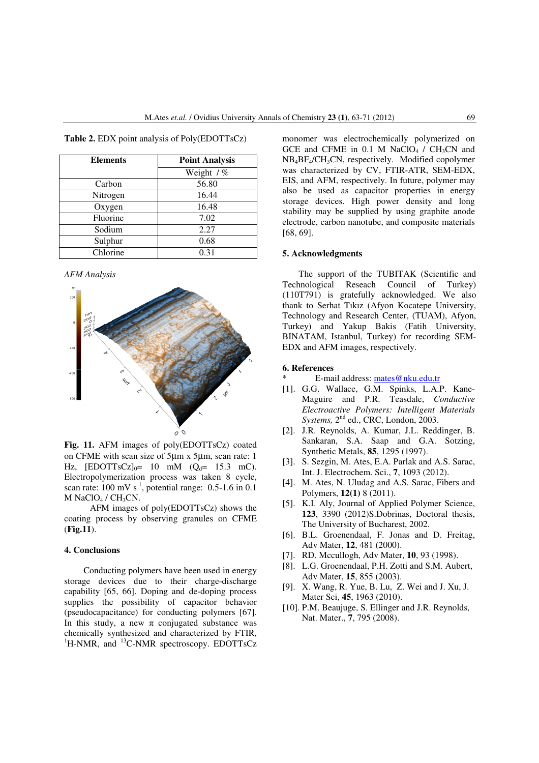**Table 2.** EDX point analysis of Poly(EDOTTsCz)

| Elements | Point Analysis |
|---|---|
| | Weight / % |
| Carbon | 56.80 |
| Nitrogen | 16.44 |
| Oxygen | 16.48 |
| Fluorine | 7.02 |
| Sodium | 2.27 |
| Sulphur | 0.68 |
| Chlorine | 0.31 |

*AFM Analysis*

**Fig. 11.** AFM images of poly(EDOTTsCz) coated on CFME with scan size of 5μm x 5μm, scan rate: 1 Hz, $[EDOTTsCz]_0$= 10 mM ($Q_d$= 15.3 mC). Electropolymerization process was taken 8 cycle, scan rate: 100 mV $s^{-1}$, potential range: 0.5-1.6 in 0.1 M $NaClO_4$ / $CH_3CN$.

AFM images of poly(EDOTTsCz) shows the coating process by observing granules on CFME (**Fig.11**).

## 4. Conclusions

Conducting polymers have been used in energy storage devices due to their charge-discharge capability [65, 66]. Doping and de-doping process supplies the possibility of capacitor behavior (pseudocapacitance) for conducting polymers [67]. In this study, a new π conjugated substance was chemically synthesized and characterized by FTIR, $^{1}$H-NMR, and $^{13}$C-NMR spectroscopy. EDOTTsCz monomer was electrochemically polymerized on GCE and CFME in 0.1 M $NaClO_4$ / $CH_3CN$ and $NB_4BF_4$/$CH_3CN$, respectively. Modified copolymer was characterized by CV, FTIR-ATR, SEM-EDX, EIS, and AFM, respectively. In future, polymer may also be used as capacitor properties in energy storage devices. High power density and long stability may be supplied by using graphite anode electrode, carbon nanotube, and composite materials [68, 69].

## 5. Acknowledgments

The support of the TUBITAK (Scientific and Technological Reseach Council of Turkey) (110T791) is gratefully acknowledged. We also thank to Serhat Tıkız (Afyon Kocatepe University, Technology and Research Center, (TUAM), Afyon, Turkey) and Yakup Bakis (Fatih University, BINATAM, Istanbul, Turkey) for recording SEM-EDX and AFM images, respectively.

## 6. References

\* E-mail address: mates@nku.edu.tr

[1]. G.G. Wallace, G.M. Spinks, L.A.P. Kane-Maguire and P.R. Teasdale, *Conductive Electroactive Polymers: Intelligent Materials Systems,* 2nd ed., CRC, London, 2003.

[2]. J.R. Reynolds, A. Kumar, J.L. Reddinger, B. Sankaran, S.A. Saap and G.A. Sotzing, Synthetic Metals, **85**, 1295 (1997).

[3]. S. Sezgin, M. Ates, E.A. Parlak and A.S. Sarac, Int. J. Electrochem. Sci., **7**, 1093 (2012).

[4]. M. Ates, N. Uludag and A.S. Sarac, Fibers and Polymers, **12(1)** 8 (2011).

[5]. K.I. Aly, Journal of Applied Polymer Science, **123**, 3390 (2012)S.Dobrinas, Doctoral thesis, The University of Bucharest, 2002.

[6]. B.L. Groenendaal, F. Jonas and D. Freitag, Adv Mater, **12**, 481 (2000).

[7]. RD. Mccullogh, Adv Mater, **10**, 93 (1998).

[8]. L.G. Groenendaal, P.H. Zotti and S.M. Aubert, Adv Mater, **15**, 855 (2003).

[9]. X. Wang, R. Yue, B. Lu, Z. Wei and J. Xu, J. Mater Sci, **45**, 1963 (2010).

[10]. P.M. Beaujuge, S. Ellinger and J.R. Reynolds, Nat. Mater., **7**, 795 (2008).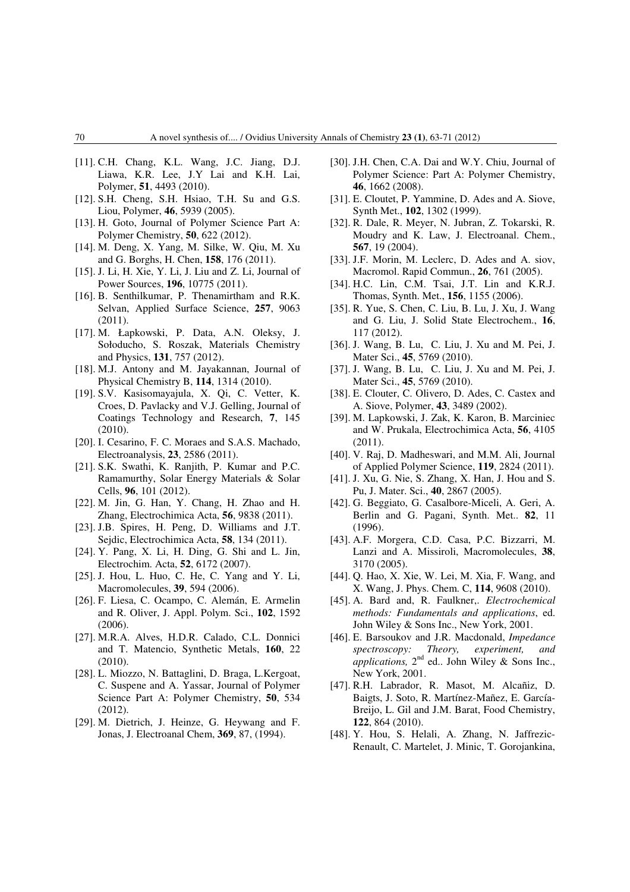[11]. C.H. Chang, K.L. Wang, J.C. Jiang, D.J. Liawa, K.R. Lee, J.Y Lai and K.H. Lai, Polymer, **51**, 4493 (2010).

[12]. S.H. Cheng, S.H. Hsiao, T.H. Su and G.S. Liou, Polymer, **46**, 5939 (2005).

[13]. H. Goto, Journal of Polymer Science Part A: Polymer Chemistry, **50**, 622 (2012).

[14]. M. Deng, X. Yang, M. Silke, W. Qiu, M. Xu and G. Borghs, H. Chen, **158**, 176 (2011).

[15]. J. Li, H. Xie, Y. Li, J. Liu and Z. Li, Journal of Power Sources, **196**, 10775 (2011).

[16]. B. Senthilkumar, P. Thenamirtham and R.K. Selvan, Applied Surface Science, **257**, 9063 (2011).

[17]. M. Łapkowski, P. Data, A.N. Oleksy, J. Sołoducho, S. Roszak, Materials Chemistry and Physics, **131**, 757 (2012).

[18]. M.J. Antony and M. Jayakannan, Journal of Physical Chemistry B, **114**, 1314 (2010).

[19]. S.V. Kasisomayajula, X. Qi, C. Vetter, K. Croes, D. Pavlacky and V.J. Gelling, Journal of Coatings Technology and Research, **7**, 145 (2010).

[20]. I. Cesarino, F. C. Moraes and S.A.S. Machado, Electroanalysis, **23**, 2586 (2011).

[21]. S.K. Swathi, K. Ranjith, P. Kumar and P.C. Ramamurthy, Solar Energy Materials & Solar Cells, **96**, 101 (2012).

[22]. M. Jin, G. Han, Y. Chang, H. Zhao and H. Zhang, Electrochimica Acta, **56**, 9838 (2011).

[23]. J.B. Spires, H. Peng, D. Williams and J.T. Sejdic, Electrochimica Acta, **58**, 134 (2011).

[24]. Y. Pang, X. Li, H. Ding, G. Shi and L. Jin, Electrochim. Acta, **52**, 6172 (2007).

[25]. J. Hou, L. Huo, C. He, C. Yang and Y. Li, Macromolecules, **39**, 594 (2006).

[26]. F. Liesa, C. Ocampo, C. Alemán, E. Armelin and R. Oliver, J. Appl. Polym. Sci., **102**, 1592 (2006).

[27]. M.R.A. Alves, H.D.R. Calado, C.L. Donnici and T. Matencio, Synthetic Metals, **160**, 22 (2010).

[28]. L. Miozzo, N. Battaglini, D. Braga, L.Kergoat, C. Suspene and A. Yassar, Journal of Polymer Science Part A: Polymer Chemistry, **50**, 534 (2012).

[29]. M. Dietrich, J. Heinze, G. Heywang and F. Jonas, J. Electroanal Chem, **369**, 87, (1994).

[30]. J.H. Chen, C.A. Dai and W.Y. Chiu, Journal of Polymer Science: Part A: Polymer Chemistry, **46**, 1662 (2008).

[31]. E. Cloutet, P. Yammine, D. Ades and A. Siove, Synth Met., **102**, 1302 (1999).

[32]. R. Dale, R. Meyer, N. Jubran, Z. Tokarski, R. Moudry and K. Law, J. Electroanal. Chem., **567**, 19 (2004).

[33]. J.F. Morin, M. Leclerc, D. Ades and A. siov, Macromol. Rapid Commun., **26**, 761 (2005).

[34]. H.C. Lin, C.M. Tsai, J.T. Lin and K.R.J. Thomas, Synth. Met., **156**, 1155 (2006).

[35]. R. Yue, S. Chen, C. Liu, B. Lu, J. Xu, J. Wang and G. Liu, J. Solid State Electrochem., **16**, 117 (2012).

[36]. J. Wang, B. Lu, C. Liu, J. Xu and M. Pei, J. Mater Sci., **45**, 5769 (2010).

[37]. J. Wang, B. Lu, C. Liu, J. Xu and M. Pei, J. Mater Sci., **45**, 5769 (2010).

[38]. E. Clouter, C. Olivero, D. Ades, C. Castex and A. Siove, Polymer, **43**, 3489 (2002).

[39]. M. Lapkowski, J. Zak, K. Karon, B. Marciniec and W. Prukala, Electrochimica Acta, **56**, 4105 (2011).

[40]. V. Raj, D. Madheswari, and M.M. Ali, Journal of Applied Polymer Science, **119**, 2824 (2011).

[41]. J. Xu, G. Nie, S. Zhang, X. Han, J. Hou and S. Pu, J. Mater. Sci., **40**, 2867 (2005).

[42]. G. Beggiato, G. Casalbore-Miceli, A. Geri, A. Berlin and G. Pagani, Synth. Met.. **82**, 11 (1996).

[43]. A.F. Morgera, C.D. Casa, P.C. Bizzarri, M. Lanzi and A. Missiroli, Macromolecules, **38**, 3170 (2005).

[44]. Q. Hao, X. Xie, W. Lei, M. Xia, F. Wang, and X. Wang, J. Phys. Chem. C, **114**, 9608 (2010).

[45]. A. Bard and, R. Faulkner,. *Electrochemical methods: Fundamentals and applications*, ed. John Wiley & Sons Inc., New York, 2001.

[46]. E. Barsoukov and J.R. Macdonald, *Impedance spectroscopy: Theory, experiment, and applications,* 2nd ed.. John Wiley & Sons Inc., New York, 2001.

[47]. R.H. Labrador, R. Masot, M. Alcañiz, D. Baigts, J. Soto, R. Martínez-Mañez, E. García-Breijo, L. Gil and J.M. Barat, Food Chemistry, **122**, 864 (2010).

[48]. Y. Hou, S. Helali, A. Zhang, N. Jaffrezic-Renault, C. Martelet, J. Minic, T. Gorojankina,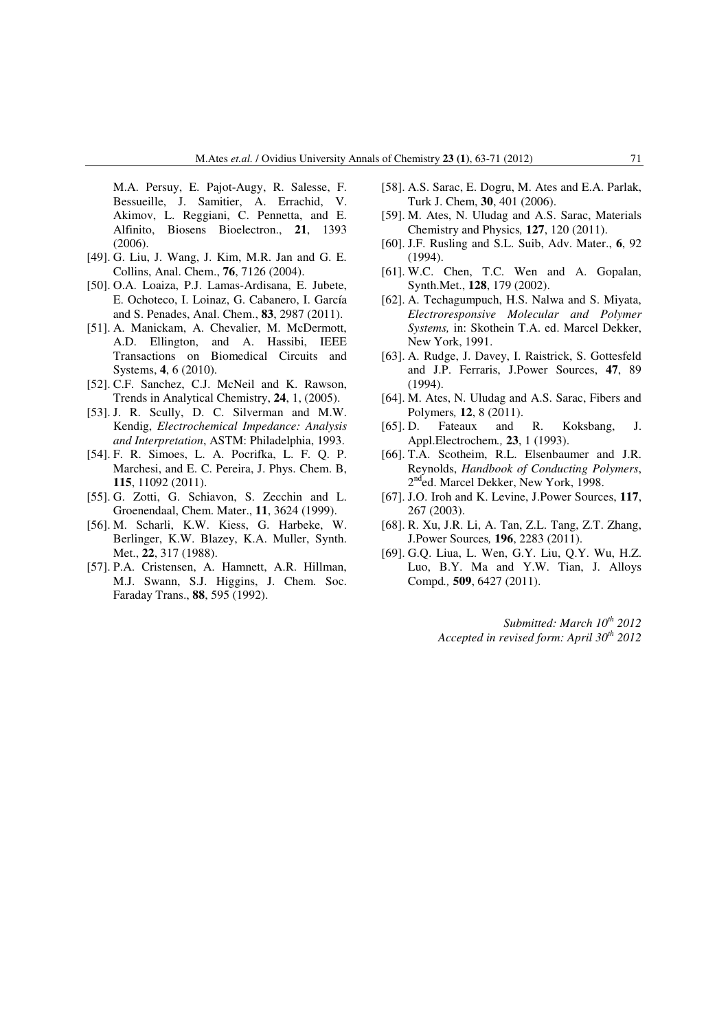M.A. Persuy, E. Pajot-Augy, R. Salesse, F. Bessueille, J. Samitier, A. Errachid, V. Akimov, L. Reggiani, C. Pennetta, and E. Alfinito, Biosens Bioelectron., **21**, 1393 (2006).

[49]. G. Liu, J. Wang, J. Kim, M.R. Jan and G. E. Collins, Anal. Chem., **76**, 7126 (2004).

[50]. O.A. Loaiza, P.J. Lamas-Ardisana, E. Jubete, E. Ochoteco, I. Loinaz, G. Cabanero, I. García and S. Penades, Anal. Chem., **83**, 2987 (2011).

[51]. A. Manickam, A. Chevalier, M. McDermott, A.D. Ellington, and A. Hassibi, IEEE Transactions on Biomedical Circuits and Systems, **4**, 6 (2010).

[52]. C.F. Sanchez, C.J. McNeil and K. Rawson, Trends in Analytical Chemistry, **24**, 1, (2005).

[53]. J. R. Scully, D. C. Silverman and M.W. Kendig, *Electrochemical Impedance: Analysis and Interpretation*, ASTM: Philadelphia, 1993.

[54]. F. R. Simoes, L. A. Pocrifka, L. F. Q. P. Marchesi, and E. C. Pereira, J. Phys. Chem. B, **115**, 11092 (2011).

[55]. G. Zotti, G. Schiavon, S. Zecchin and L. Groenendaal, Chem. Mater., **11**, 3624 (1999).

[56]. M. Scharli, K.W. Kiess, G. Harbeke, W. Berlinger, K.W. Blazey, K.A. Muller, Synth. Met., **22**, 317 (1988).

[57]. P.A. Cristensen, A. Hamnett, A.R. Hillman, M.J. Swann, S.J. Higgins, J. Chem. Soc. Faraday Trans., **88**, 595 (1992).

[58]. A.S. Sarac, E. Dogru, M. Ates and E.A. Parlak, Turk J. Chem, **30**, 401 (2006).

[59]. M. Ates, N. Uludag and A.S. Sarac, Materials Chemistry and Physics*,* **127**, 120 (2011).

[60]. J.F. Rusling and S.L. Suib, Adv. Mater., **6**, 92 (1994).

[61]. W.C. Chen, T.C. Wen and A. Gopalan, Synth.Met., **128**, 179 (2002).

[62]. A. Techagumpuch, H.S. Nalwa and S. Miyata, *Electroresponsive Molecular and Polymer Systems,* in: Skothein T.A. ed. Marcel Dekker, New York, 1991.

[63]. A. Rudge, J. Davey, I. Raistrick, S. Gottesfeld and J.P. Ferraris, J.Power Sources, **47**, 89 (1994).

[64]. M. Ates, N. Uludag and A.S. Sarac, Fibers and Polymers*,* **12**, 8 (2011).

[65]. D. Fateaux and R. Koksbang, J. Appl.Electrochem*.,* **23**, 1 (1993).

[66]. T.A. Scotheim, R.L. Elsenbaumer and J.R. Reynolds, *Handbook of Conducting Polymers*, 2nd ed. Marcel Dekker, New York, 1998.

[67]. J.O. Iroh and K. Levine, J.Power Sources, **117**, 267 (2003).

[68]. R. Xu, J.R. Li, A. Tan, Z.L. Tang, Z.T. Zhang, J.Power Sources*,* **196**, 2283 (2011).

[69]. G.Q. Liua, L. Wen, G.Y. Liu, Q.Y. Wu, H.Z. Luo, B.Y. Ma and Y.W. Tian, J. Alloys Compd*.,* **509**, 6427 (2011).

*Submitted: March 10th 2012*
*Accepted in revised form: April 30th 2012*